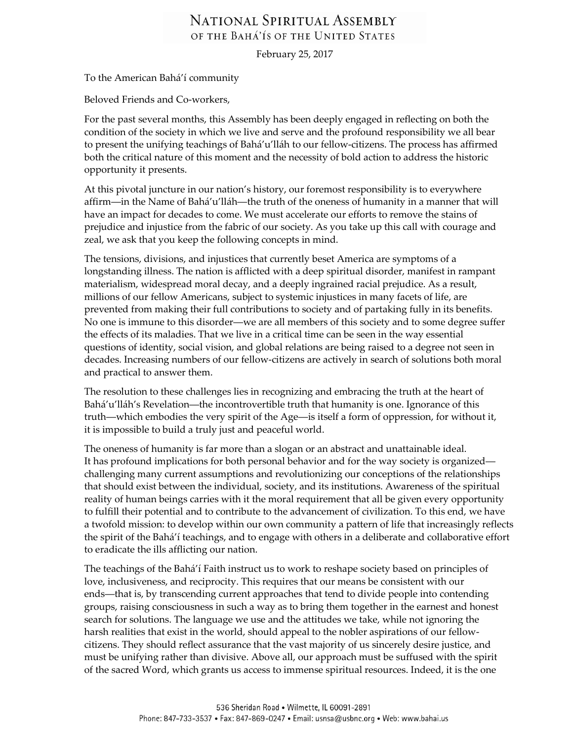# National Spiritual Assembly of the Bahá'ís of the United States

February 25, 2017

To the American Bahá'í community

Beloved Friends and Co-workers,

For the past several months, this Assembly has been deeply engaged in reflecting on both the condition of the society in which we live and serve and the profound responsibility we all bear to present the unifying teachings of Bahá'u'lláh to our fellow-citizens. The process has affirmed both the critical nature of this moment and the necessity of bold action to address the historic opportunity it presents.

At this pivotal juncture in our nation's history, our foremost responsibility is to everywhere affirm—in the Name of Bahá'u'lláh—the truth of the oneness of humanity in a manner that will have an impact for decades to come. We must accelerate our efforts to remove the stains of prejudice and injustice from the fabric of our society. As you take up this call with courage and zeal, we ask that you keep the following concepts in mind.

The tensions, divisions, and injustices that currently beset America are symptoms of a longstanding illness. The nation is afflicted with a deep spiritual disorder, manifest in rampant materialism, widespread moral decay, and a deeply ingrained racial prejudice. As a result, millions of our fellow Americans, subject to systemic injustices in many facets of life, are prevented from making their full contributions to society and of partaking fully in its benefits. No one is immune to this disorder—we are all members of this society and to some degree suffer the effects of its maladies. That we live in a critical time can be seen in the way essential questions of identity, social vision, and global relations are being raised to a degree not seen in decades. Increasing numbers of our fellow-citizens are actively in search of solutions both moral and practical to answer them.

The resolution to these challenges lies in recognizing and embracing the truth at the heart of Bahá'u'lláh's Revelation—the incontrovertible truth that humanity is one. Ignorance of this truth—which embodies the very spirit of the Age—is itself a form of oppression, for without it, it is impossible to build a truly just and peaceful world.

The oneness of humanity is far more than a slogan or an abstract and unattainable ideal. It has profound implications for both personal behavior and for the way society is organized—challenging many current assumptions and revolutionizing our conceptions of the relationships that should exist between the individual, society, and its institutions. Awareness of the spiritual reality of human beings carries with it the moral requirement that all be given every opportunity to fulfill their potential and to contribute to the advancement of civilization. To this end, we have a twofold mission: to develop within our own community a pattern of life that increasingly reflects the spirit of the Bahá'í teachings, and to engage with others in a deliberate and collaborative effort to eradicate the ills afflicting our nation.

The teachings of the Bahá'í Faith instruct us to work to reshape society based on principles of love, inclusiveness, and reciprocity. This requires that our means be consistent with our ends—that is, by transcending current approaches that tend to divide people into contending groups, raising consciousness in such a way as to bring them together in the earnest and honest search for solutions. The language we use and the attitudes we take, while not ignoring the harsh realities that exist in the world, should appeal to the nobler aspirations of our fellow-citizens. They should reflect assurance that the vast majority of us sincerely desire justice, and must be unifying rather than divisive. Above all, our approach must be suffused with the spirit of the sacred Word, which grants us access to immense spiritual resources. Indeed, it is the one

536 Sheridan Road • Wilmette, IL 60091-2891
Phone: 847-733-3537 • Fax: 847-869-0247 • Email: usnsa@usbnc.org • Web: www.bahai.us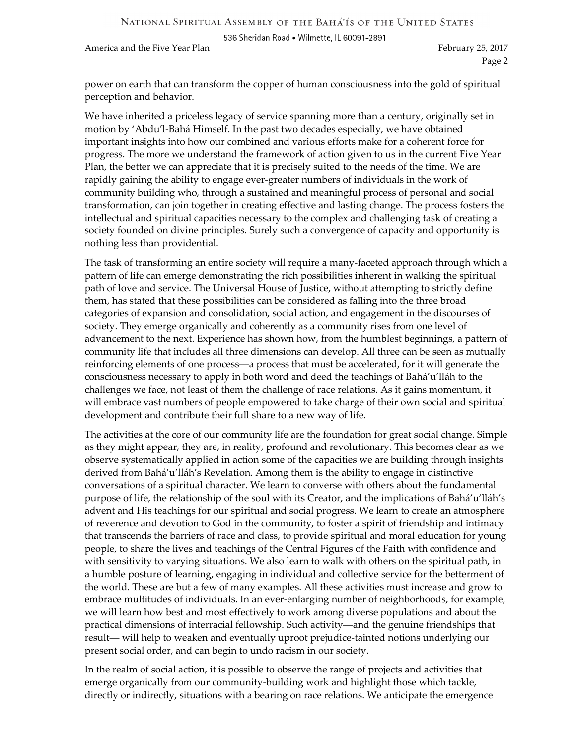power on earth that can transform the copper of human consciousness into the gold of spiritual perception and behavior.

We have inherited a priceless legacy of service spanning more than a century, originally set in motion by 'Abdu'l-Bahá Himself. In the past two decades especially, we have obtained important insights into how our combined and various efforts make for a coherent force for progress. The more we understand the framework of action given to us in the current Five Year Plan, the better we can appreciate that it is precisely suited to the needs of the time. We are rapidly gaining the ability to engage ever-greater numbers of individuals in the work of community building who, through a sustained and meaningful process of personal and social transformation, can join together in creating effective and lasting change. The process fosters the intellectual and spiritual capacities necessary to the complex and challenging task of creating a society founded on divine principles. Surely such a convergence of capacity and opportunity is nothing less than providential.

The task of transforming an entire society will require a many-faceted approach through which a pattern of life can emerge demonstrating the rich possibilities inherent in walking the spiritual path of love and service. The Universal House of Justice, without attempting to strictly define them, has stated that these possibilities can be considered as falling into the three broad categories of expansion and consolidation, social action, and engagement in the discourses of society. They emerge organically and coherently as a community rises from one level of advancement to the next. Experience has shown how, from the humblest beginnings, a pattern of community life that includes all three dimensions can develop. All three can be seen as mutually reinforcing elements of one process—a process that must be accelerated, for it will generate the consciousness necessary to apply in both word and deed the teachings of Bahá'u'lláh to the challenges we face, not least of them the challenge of race relations. As it gains momentum, it will embrace vast numbers of people empowered to take charge of their own social and spiritual development and contribute their full share to a new way of life.

The activities at the core of our community life are the foundation for great social change. Simple as they might appear, they are, in reality, profound and revolutionary. This becomes clear as we observe systematically applied in action some of the capacities we are building through insights derived from Bahá'u'lláh's Revelation. Among them is the ability to engage in distinctive conversations of a spiritual character. We learn to converse with others about the fundamental purpose of life, the relationship of the soul with its Creator, and the implications of Bahá'u'lláh's advent and His teachings for our spiritual and social progress. We learn to create an atmosphere of reverence and devotion to God in the community, to foster a spirit of friendship and intimacy that transcends the barriers of race and class, to provide spiritual and moral education for young people, to share the lives and teachings of the Central Figures of the Faith with confidence and with sensitivity to varying situations. We also learn to walk with others on the spiritual path, in a humble posture of learning, engaging in individual and collective service for the betterment of the world. These are but a few of many examples. All these activities must increase and grow to embrace multitudes of individuals. In an ever-enlarging number of neighborhoods, for example, we will learn how best and most effectively to work among diverse populations and about the practical dimensions of interracial fellowship. Such activity—and the genuine friendships that result— will help to weaken and eventually uproot prejudice-tainted notions underlying our present social order, and can begin to undo racism in our society.

In the realm of social action, it is possible to observe the range of projects and activities that emerge organically from our community-building work and highlight those which tackle, directly or indirectly, situations with a bearing on race relations. We anticipate the emergence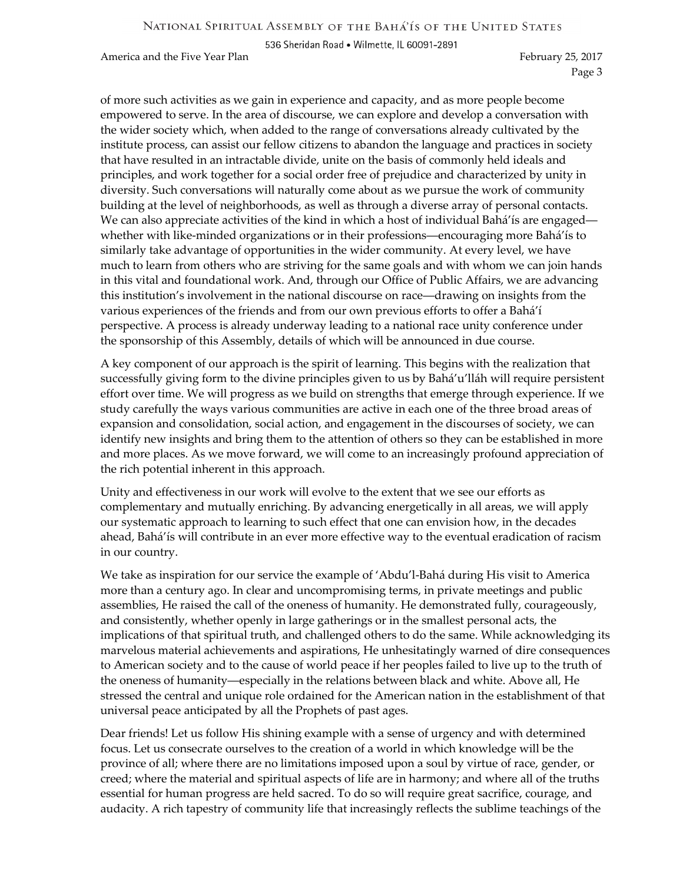of more such activities as we gain in experience and capacity, and as more people become empowered to serve. In the area of discourse, we can explore and develop a conversation with the wider society which, when added to the range of conversations already cultivated by the institute process, can assist our fellow citizens to abandon the language and practices in society that have resulted in an intractable divide, unite on the basis of commonly held ideals and principles, and work together for a social order free of prejudice and characterized by unity in diversity. Such conversations will naturally come about as we pursue the work of community building at the level of neighborhoods, as well as through a diverse array of personal contacts. We can also appreciate activities of the kind in which a host of individual Bahá'ís are engaged—whether with like-minded organizations or in their professions—encouraging more Bahá'ís to similarly take advantage of opportunities in the wider community. At every level, we have much to learn from others who are striving for the same goals and with whom we can join hands in this vital and foundational work. And, through our Office of Public Affairs, we are advancing this institution's involvement in the national discourse on race—drawing on insights from the various experiences of the friends and from our own previous efforts to offer a Bahá'í perspective. A process is already underway leading to a national race unity conference under the sponsorship of this Assembly, details of which will be announced in due course.

A key component of our approach is the spirit of learning. This begins with the realization that successfully giving form to the divine principles given to us by Bahá'u'lláh will require persistent effort over time. We will progress as we build on strengths that emerge through experience. If we study carefully the ways various communities are active in each one of the three broad areas of expansion and consolidation, social action, and engagement in the discourses of society, we can identify new insights and bring them to the attention of others so they can be established in more and more places. As we move forward, we will come to an increasingly profound appreciation of the rich potential inherent in this approach.

Unity and effectiveness in our work will evolve to the extent that we see our efforts as complementary and mutually enriching. By advancing energetically in all areas, we will apply our systematic approach to learning to such effect that one can envision how, in the decades ahead, Bahá'ís will contribute in an ever more effective way to the eventual eradication of racism in our country.

We take as inspiration for our service the example of 'Abdu'l-Bahá during His visit to America more than a century ago. In clear and uncompromising terms, in private meetings and public assemblies, He raised the call of the oneness of humanity. He demonstrated fully, courageously, and consistently, whether openly in large gatherings or in the smallest personal acts, the implications of that spiritual truth, and challenged others to do the same. While acknowledging its marvelous material achievements and aspirations, He unhesitatingly warned of dire consequences to American society and to the cause of world peace if her peoples failed to live up to the truth of the oneness of humanity—especially in the relations between black and white. Above all, He stressed the central and unique role ordained for the American nation in the establishment of that universal peace anticipated by all the Prophets of past ages.

Dear friends! Let us follow His shining example with a sense of urgency and with determined focus. Let us consecrate ourselves to the creation of a world in which knowledge will be the province of all; where there are no limitations imposed upon a soul by virtue of race, gender, or creed; where the material and spiritual aspects of life are in harmony; and where all of the truths essential for human progress are held sacred. To do so will require great sacrifice, courage, and audacity. A rich tapestry of community life that increasingly reflects the sublime teachings of the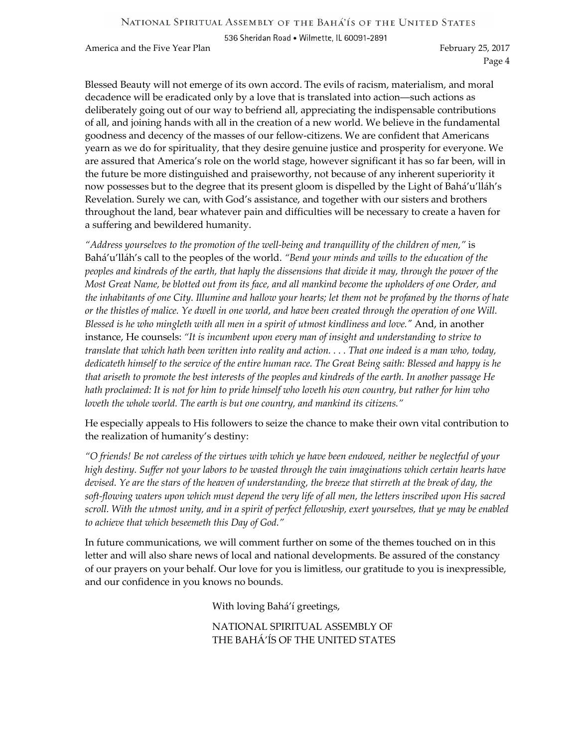Blessed Beauty will not emerge of its own accord. The evils of racism, materialism, and moral decadence will be eradicated only by a love that is translated into action—such actions as deliberately going out of our way to befriend all, appreciating the indispensable contributions of all, and joining hands with all in the creation of a new world. We believe in the fundamental goodness and decency of the masses of our fellow-citizens. We are confident that Americans yearn as we do for spirituality, that they desire genuine justice and prosperity for everyone. We are assured that America's role on the world stage, however significant it has so far been, will in the future be more distinguished and praiseworthy, not because of any inherent superiority it now possesses but to the degree that its present gloom is dispelled by the Light of Bahá'u'lláh's Revelation. Surely we can, with God's assistance, and together with our sisters and brothers throughout the land, bear whatever pain and difficulties will be necessary to create a haven for a suffering and bewildered humanity.

*"Address yourselves to the promotion of the well-being and tranquillity of the children of men,"* is Bahá'u'lláh's call to the peoples of the world. *"Bend your minds and wills to the education of the peoples and kindreds of the earth, that haply the dissensions that divide it may, through the power of the Most Great Name, be blotted out from its face, and all mankind become the upholders of one Order, and the inhabitants of one City. Illumine and hallow your hearts; let them not be profaned by the thorns of hate or the thistles of malice. Ye dwell in one world, and have been created through the operation of one Will. Blessed is he who mingleth with all men in a spirit of utmost kindliness and love."* And, in another instance, He counsels: *"It is incumbent upon every man of insight and understanding to strive to translate that which hath been written into reality and action. . . . That one indeed is a man who, today, dedicateth himself to the service of the entire human race. The Great Being saith: Blessed and happy is he that ariseth to promote the best interests of the peoples and kindreds of the earth. In another passage He hath proclaimed: It is not for him to pride himself who loveth his own country, but rather for him who loveth the whole world. The earth is but one country, and mankind its citizens."*

He especially appeals to His followers to seize the chance to make their own vital contribution to the realization of humanity's destiny:

*"O friends! Be not careless of the virtues with which ye have been endowed, neither be neglectful of your high destiny. Suffer not your labors to be wasted through the vain imaginations which certain hearts have devised. Ye are the stars of the heaven of understanding, the breeze that stirreth at the break of day, the soft-flowing waters upon which must depend the very life of all men, the letters inscribed upon His sacred scroll. With the utmost unity, and in a spirit of perfect fellowship, exert yourselves, that ye may be enabled to achieve that which beseemeth this Day of God."*

In future communications, we will comment further on some of the themes touched on in this letter and will also share news of local and national developments. Be assured of the constancy of our prayers on your behalf. Our love for you is limitless, our gratitude to you is inexpressible, and our confidence in you knows no bounds.

With loving Bahá'í greetings,

NATIONAL SPIRITUAL ASSEMBLY OF
THE BAHÁ'ÍS OF THE UNITED STATES